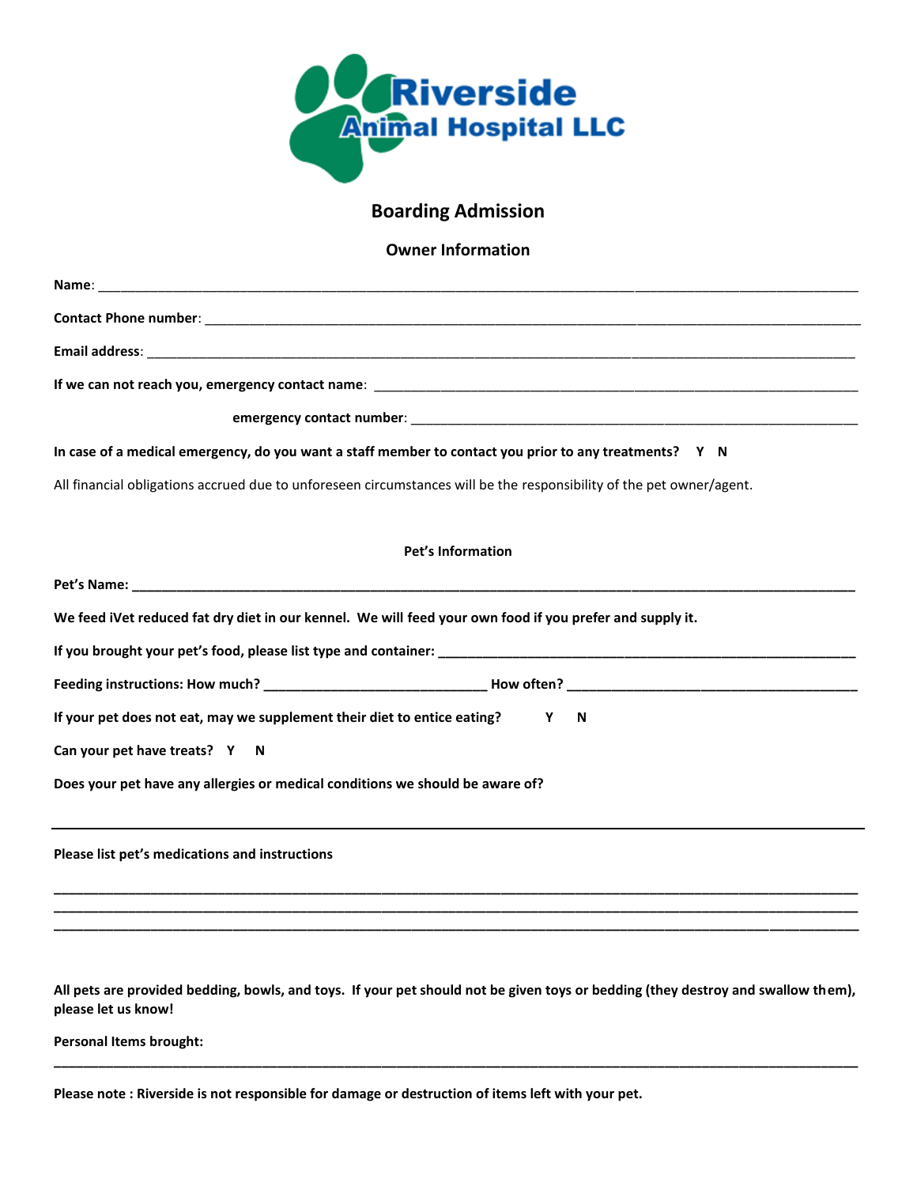Riverside Animal Hospital LLC

# Boarding Admission

## Owner Information

**Name**: ______________________________________________________________________________________

**Contact Phone number**: ______________________________________________________________________________

**Email address**: ____________________________________________________________________________________

**If we can not reach you, emergency contact name**: ________________________________________________________

**emergency contact number**: ____________________________________________________________

**In case of a medical emergency, do you want a staff member to contact you prior to any treatments? Y N**

All financial obligations accrued due to unforeseen circumstances will be the responsibility of the pet owner/agent.

## Pet's Information

**Pet's Name: ______________________________________________________________________________________**

**We feed iVet reduced fat dry diet in our kennel. We will feed your own food if you prefer and supply it.**

**If you brought your pet's food, please list type and container: ______________________________________________**

**Feeding instructions: How much? ___________________________ How often? ___________________________________**

**If your pet does not eat, may we supplement their diet to entice eating? Y N**

**Can your pet have treats? Y N**

**Does your pet have any allergies or medical conditions we should be aware of?**

______________________________________________________________________________________________

**Please list pet's medications and instructions**

______________________________________________________________________________________________
______________________________________________________________________________________________
______________________________________________________________________________________________

**All pets are provided bedding, bowls, and toys. If your pet should not be given toys or bedding (they destroy and swallow them), please let us know!**

**Personal Items brought:**

______________________________________________________________________________________________

**Please note : Riverside is not responsible for damage or destruction of items left with your pet.**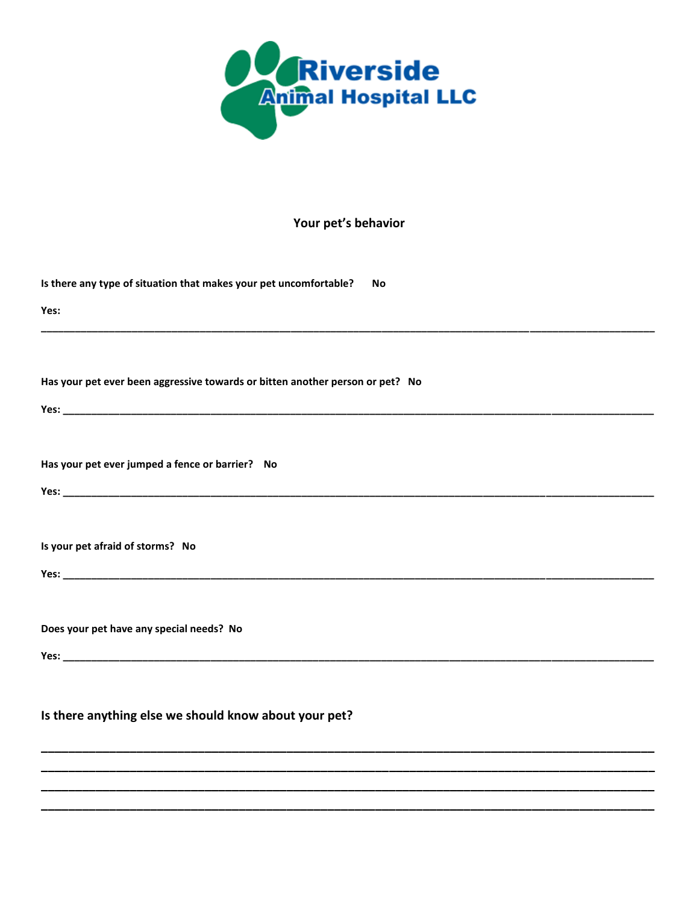Riverside Animal Hospital LLC

## Your pet's behavior

**Is there any type of situation that makes your pet uncomfortable? No**

**Yes:**

_______________________________________________________________________________

**Has your pet ever been aggressive towards or bitten another person or pet? No**

**Yes: _______________________________________________________________________________**

**Has your pet ever jumped a fence or barrier? No**

**Yes: _______________________________________________________________________________**

**Is your pet afraid of storms? No**

**Yes: _______________________________________________________________________________**

**Does your pet have any special needs? No**

**Yes: _______________________________________________________________________________**

### Is there anything else we should know about your pet?

_______________________________________________________________________________

_______________________________________________________________________________

_______________________________________________________________________________

_______________________________________________________________________________